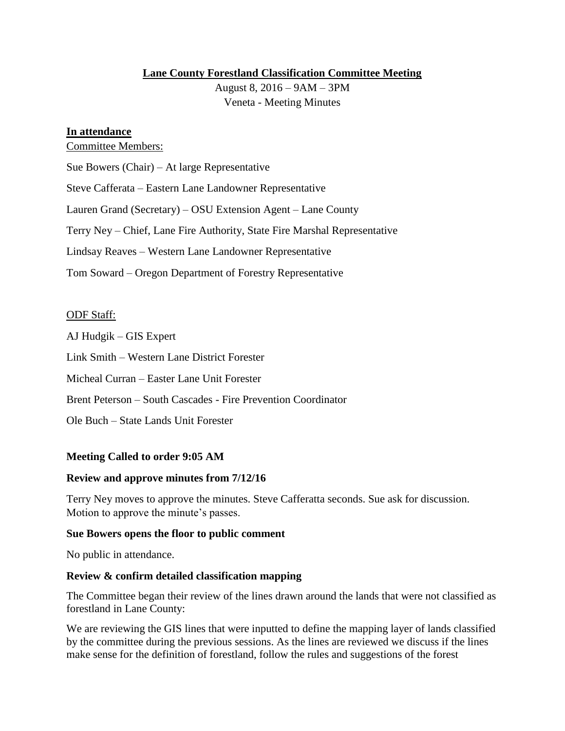**Lane County Forestland Classification Committee Meeting**

August 8, 2016 – 9AM – 3PM
Veneta - Meeting Minutes

**In attendance**

Committee Members:

Sue Bowers (Chair) – At large Representative

Steve Cafferata – Eastern Lane Landowner Representative

Lauren Grand (Secretary) – OSU Extension Agent – Lane County

Terry Ney – Chief, Lane Fire Authority, State Fire Marshal Representative

Lindsay Reaves – Western Lane Landowner Representative

Tom Soward – Oregon Department of Forestry Representative

ODF Staff:

AJ Hudgik – GIS Expert

Link Smith – Western Lane District Forester

Micheal Curran – Easter Lane Unit Forester

Brent Peterson – South Cascades - Fire Prevention Coordinator

Ole Buch – State Lands Unit Forester

**Meeting Called to order 9:05 AM**

**Review and approve minutes from 7/12/16**

Terry Ney moves to approve the minutes. Steve Cafferatta seconds. Sue ask for discussion. Motion to approve the minute's passes.

**Sue Bowers opens the floor to public comment**

No public in attendance.

**Review & confirm detailed classification mapping**

The Committee began their review of the lines drawn around the lands that were not classified as forestland in Lane County:

We are reviewing the GIS lines that were inputted to define the mapping layer of lands classified by the committee during the previous sessions. As the lines are reviewed we discuss if the lines make sense for the definition of forestland, follow the rules and suggestions of the forest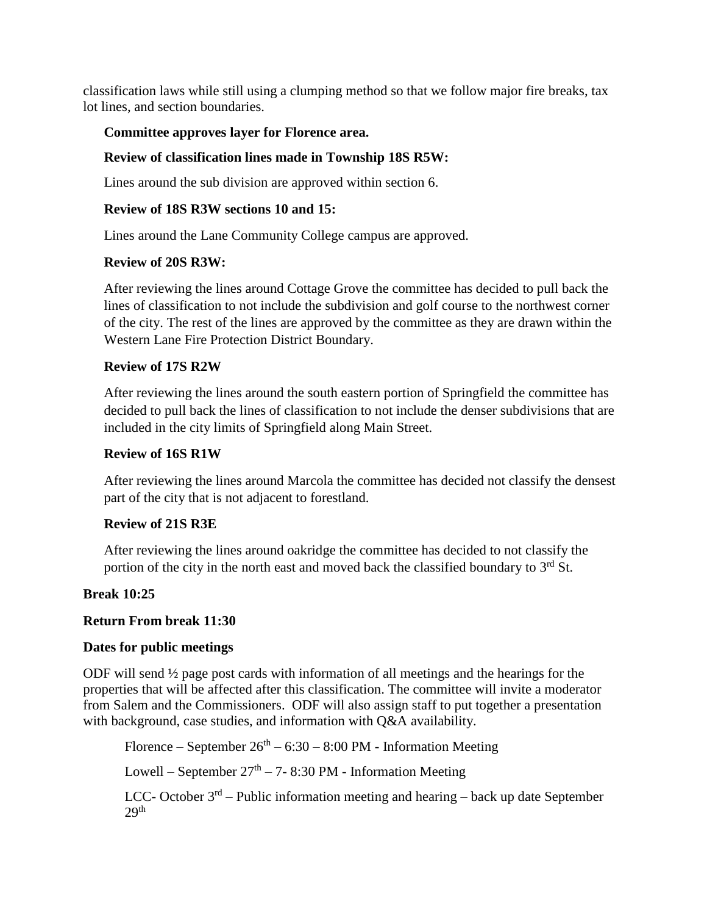classification laws while still using a clumping method so that we follow major fire breaks, tax lot lines, and section boundaries.

**Committee approves layer for Florence area.**

**Review of classification lines made in Township 18S R5W:**

Lines around the sub division are approved within section 6.

**Review of 18S R3W sections 10 and 15:**

Lines around the Lane Community College campus are approved.

**Review of 20S R3W:**

After reviewing the lines around Cottage Grove the committee has decided to pull back the lines of classification to not include the subdivision and golf course to the northwest corner of the city. The rest of the lines are approved by the committee as they are drawn within the Western Lane Fire Protection District Boundary.

**Review of 17S R2W**

After reviewing the lines around the south eastern portion of Springfield the committee has decided to pull back the lines of classification to not include the denser subdivisions that are included in the city limits of Springfield along Main Street.

**Review of 16S R1W**

After reviewing the lines around Marcola the committee has decided not classify the densest part of the city that is not adjacent to forestland.

**Review of 21S R3E**

After reviewing the lines around oakridge the committee has decided to not classify the portion of the city in the north east and moved back the classified boundary to 3rd St.

**Break 10:25**

**Return From break 11:30**

**Dates for public meetings**

ODF will send ½ page post cards with information of all meetings and the hearings for the properties that will be affected after this classification. The committee will invite a moderator from Salem and the Commissioners. ODF will also assign staff to put together a presentation with background, case studies, and information with Q&A availability.

Florence – September 26th – 6:30 – 8:00 PM - Information Meeting

Lowell – September 27th – 7- 8:30 PM - Information Meeting

LCC- October 3rd – Public information meeting and hearing – back up date September 29th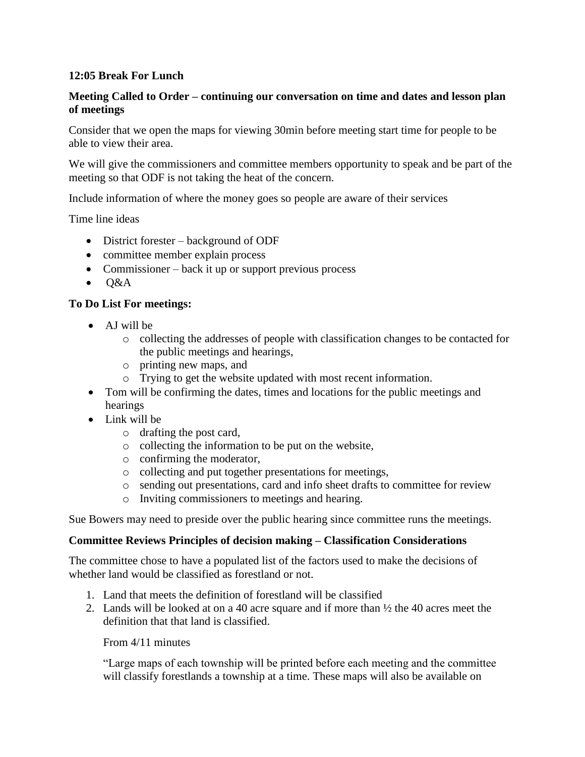**12:05 Break For Lunch**

**Meeting Called to Order – continuing our conversation on time and dates and lesson plan of meetings**

Consider that we open the maps for viewing 30min before meeting start time for people to be able to view their area.

We will give the commissioners and committee members opportunity to speak and be part of the meeting so that ODF is not taking the heat of the concern.

Include information of where the money goes so people are aware of their services

Time line ideas

- District forester – background of ODF
- committee member explain process
- Commissioner – back it up or support previous process
- Q&A

**To Do List For meetings:**

- AJ will be
  - collecting the addresses of people with classification changes to be contacted for the public meetings and hearings,
  - printing new maps, and
  - Trying to get the website updated with most recent information.
- Tom will be confirming the dates, times and locations for the public meetings and hearings
- Link will be
  - drafting the post card,
  - collecting the information to be put on the website,
  - confirming the moderator,
  - collecting and put together presentations for meetings,
  - sending out presentations, card and info sheet drafts to committee for review
  - Inviting commissioners to meetings and hearing.

Sue Bowers may need to preside over the public hearing since committee runs the meetings.

**Committee Reviews Principles of decision making – Classification Considerations**

The committee chose to have a populated list of the factors used to make the decisions of whether land would be classified as forestland or not.

1. Land that meets the definition of forestland will be classified
2. Lands will be looked at on a 40 acre square and if more than ½ the 40 acres meet the definition that that land is classified.

   From 4/11 minutes

   "Large maps of each township will be printed before each meeting and the committee will classify forestlands a township at a time. These maps will also be available on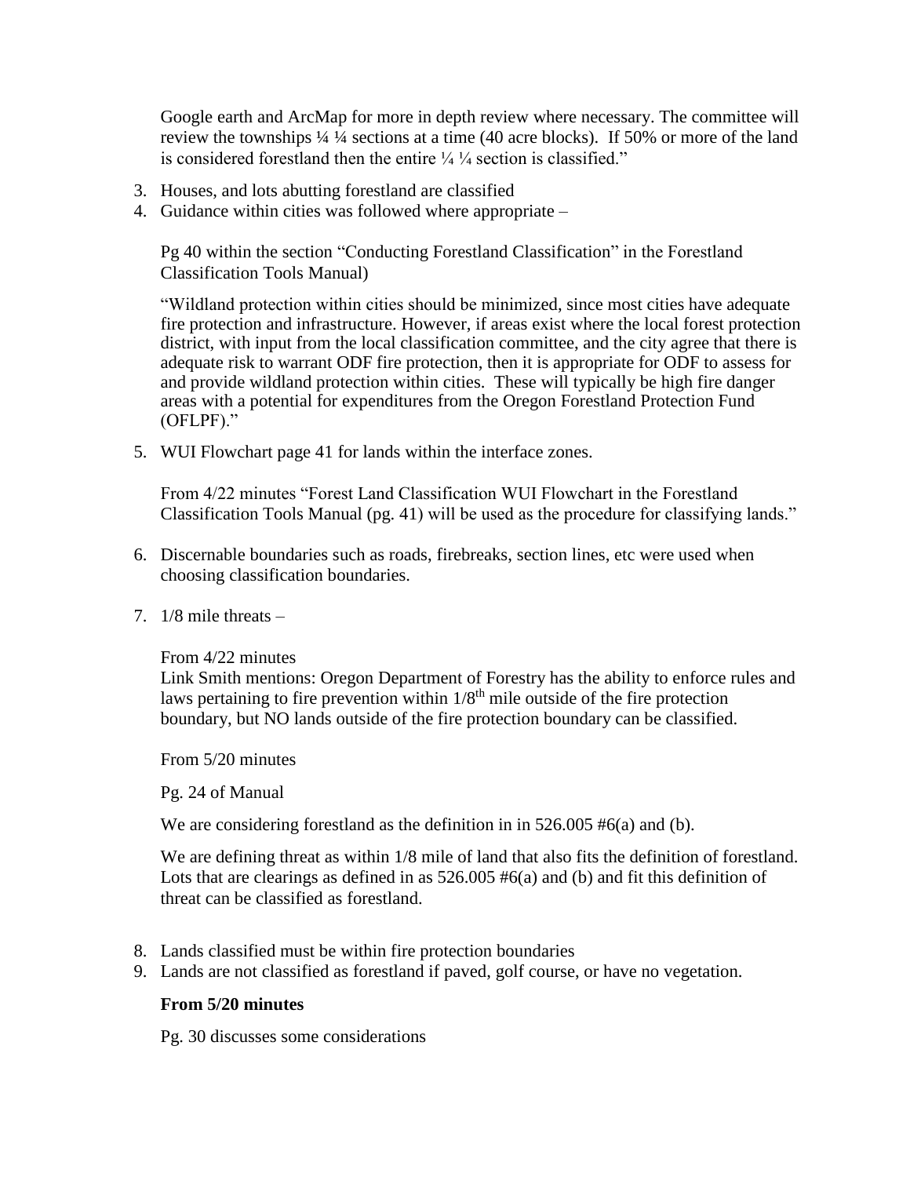Google earth and ArcMap for more in depth review where necessary. The committee will review the townships ¼ ¼ sections at a time (40 acre blocks). If 50% or more of the land is considered forestland then the entire ¼ ¼ section is classified."

3. Houses, and lots abutting forestland are classified
4. Guidance within cities was followed where appropriate –

   Pg 40 within the section "Conducting Forestland Classification" in the Forestland Classification Tools Manual)

   "Wildland protection within cities should be minimized, since most cities have adequate fire protection and infrastructure. However, if areas exist where the local forest protection district, with input from the local classification committee, and the city agree that there is adequate risk to warrant ODF fire protection, then it is appropriate for ODF to assess for and provide wildland protection within cities. These will typically be high fire danger areas with a potential for expenditures from the Oregon Forestland Protection Fund (OFLPF)."

5. WUI Flowchart page 41 for lands within the interface zones.

   From 4/22 minutes "Forest Land Classification WUI Flowchart in the Forestland Classification Tools Manual (pg. 41) will be used as the procedure for classifying lands."

6. Discernable boundaries such as roads, firebreaks, section lines, etc were used when choosing classification boundaries.

7. 1/8 mile threats –

   From 4/22 minutes
   Link Smith mentions: Oregon Department of Forestry has the ability to enforce rules and laws pertaining to fire prevention within 1/8th mile outside of the fire protection boundary, but NO lands outside of the fire protection boundary can be classified.

   From 5/20 minutes

   Pg. 24 of Manual

   We are considering forestland as the definition in in 526.005 #6(a) and (b).

   We are defining threat as within 1/8 mile of land that also fits the definition of forestland. Lots that are clearings as defined in as 526.005 #6(a) and (b) and fit this definition of threat can be classified as forestland.

8. Lands classified must be within fire protection boundaries
9. Lands are not classified as forestland if paved, golf course, or have no vegetation.

   **From 5/20 minutes**

   Pg. 30 discusses some considerations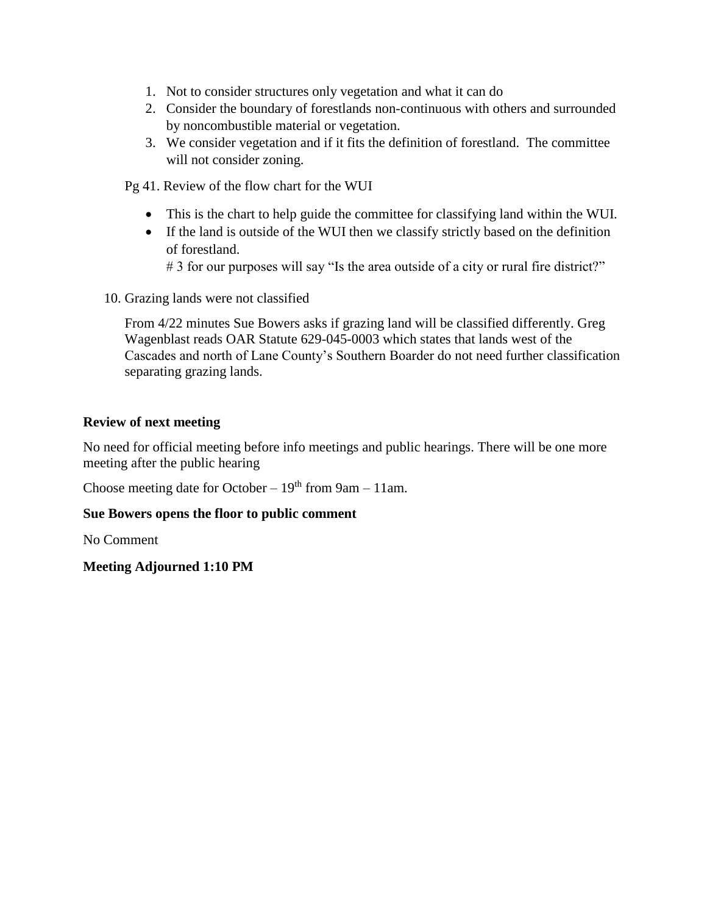1. Not to consider structures only vegetation and what it can do
2. Consider the boundary of forestlands non-continuous with others and surrounded by noncombustible material or vegetation.
3. We consider vegetation and if it fits the definition of forestland. The committee will not consider zoning.

Pg 41. Review of the flow chart for the WUI

- This is the chart to help guide the committee for classifying land within the WUI.
- If the land is outside of the WUI then we classify strictly based on the definition of forestland.
  # 3 for our purposes will say "Is the area outside of a city or rural fire district?"

10. Grazing lands were not classified

    From 4/22 minutes Sue Bowers asks if grazing land will be classified differently. Greg Wagenblast reads OAR Statute 629-045-0003 which states that lands west of the Cascades and north of Lane County's Southern Boarder do not need further classification separating grazing lands.

**Review of next meeting**

No need for official meeting before info meetings and public hearings. There will be one more meeting after the public hearing

Choose meeting date for October – 19th from 9am – 11am.

**Sue Bowers opens the floor to public comment**

No Comment

**Meeting Adjourned 1:10 PM**